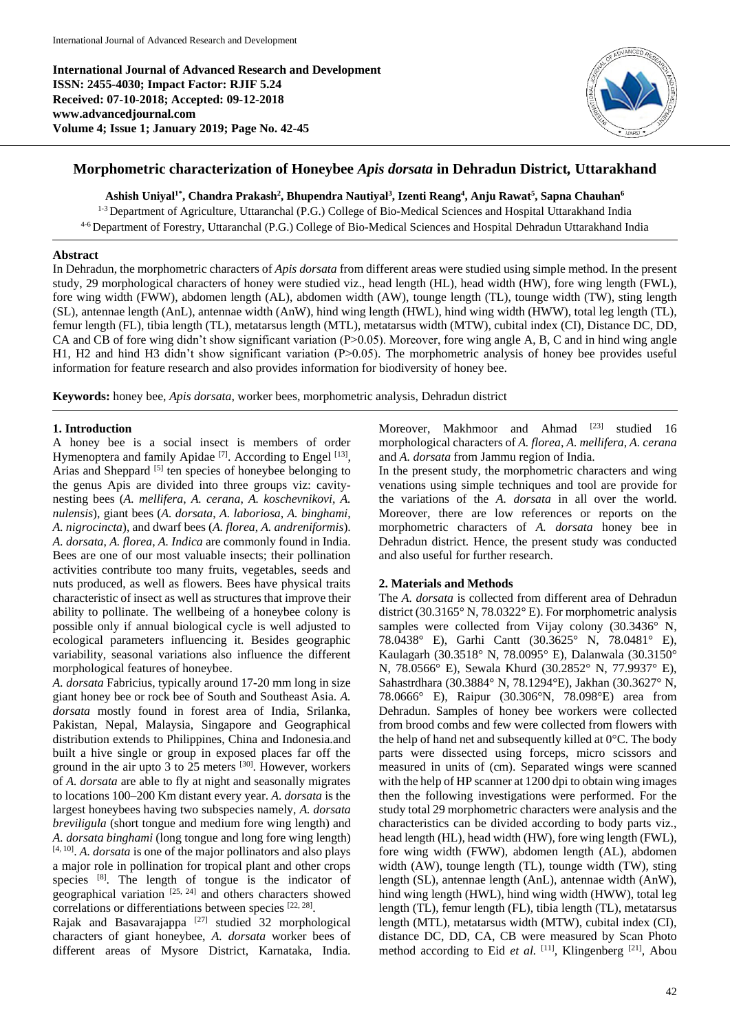**International Journal of Advanced Research and Development**
**ISSN: 2455-4030; Impact Factor: RJIF 5.24**
**Received: 07-10-2018; Accepted: 09-12-2018**
**www.advancedjournal.com**
**Volume 4; Issue 1; January 2019; Page No. 42-45**

# Morphometric characterization of Honeybee *Apis dorsata* in Dehradun District, Uttarakhand

**Ashish Uniyal[1*], Chandra Prakash[2], Bhupendra Nautiyal[3], Izenti Reang[4], Anju Rawat[5], Sapna Chauhan[6]**

[1-3] Department of Agriculture, Uttaranchal (P.G.) College of Bio-Medical Sciences and Hospital Uttarakhand India

[4-6] Department of Forestry, Uttaranchal (P.G.) College of Bio-Medical Sciences and Hospital Dehradun Uttarakhand India

## Abstract

In Dehradun, the morphometric characters of *Apis dorsata* from different areas were studied using simple method. In the present study, 29 morphological characters of honey were studied viz., head length (HL), head width (HW), fore wing length (FWL), fore wing width (FWW), abdomen length (AL), abdomen width (AW), tounge length (TL), tounge width (TW), sting length (SL), antennae length (AnL), antennae width (AnW), hind wing length (HWL), hind wing width (HWW), total leg length (TL), femur length (FL), tibia length (TL), metatarsus length (MTL), metatarsus width (MTW), cubital index (CI), Distance DC, DD, CA and CB of fore wing didn't show significant variation ($P>0.05$). Moreover, fore wing angle A, B, C and in hind wing angle H1, H2 and hind H3 didn't show significant variation ($P>0.05$). The morphometric analysis of honey bee provides useful information for feature research and also provides information for biodiversity of honey bee.

**Keywords:** honey bee, *Apis dorsata*, worker bees, morphometric analysis, Dehradun district

## 1. Introduction

A honey bee is a social insect is members of order Hymenoptera and family Apidae [7]. According to Engel [13], Arias and Sheppard [5] ten species of honeybee belonging to the genus Apis are divided into three groups viz: cavity-nesting bees (*A. mellifera*, *A. cerana*, *A. koschevnikovi*, *A. nulensis*), giant bees (*A. dorsata*, *A. laboriosa*, *A. binghami*, *A. nigrocincta*), and dwarf bees (*A. florea*, *A. andreniformis*). *A. dorsata*, *A. florea*, *A. Indica* are commonly found in India. Bees are one of our most valuable insects; their pollination activities contribute too many fruits, vegetables, seeds and nuts produced, as well as flowers. Bees have physical traits characteristic of insect as well as structures that improve their ability to pollinate. The wellbeing of a honeybee colony is possible only if annual biological cycle is well adjusted to ecological parameters influencing it. Besides geographic variability, seasonal variations also influence the different morphological features of honeybee.

*A. dorsata* Fabricius, typically around 17-20 mm long in size giant honey bee or rock bee of South and Southeast Asia. *A. dorsata* mostly found in forest area of India, Srilanka, Pakistan, Nepal, Malaysia, Singapore and Geographical distribution extends to Philippines, China and Indonesia.and built a hive single or group in exposed places far off the ground in the air upto 3 to 25 meters [30]. However, workers of *A. dorsata* are able to fly at night and seasonally migrates to locations 100–200 Km distant every year. *A. dorsata* is the largest honeybees having two subspecies namely, *A. dorsata breviligula* (short tongue and medium fore wing length) and *A. dorsata binghami* (long tongue and long fore wing length) [4, 10]. *A. dorsata* is one of the major pollinators and also plays a major role in pollination for tropical plant and other crops species [8]. The length of tongue is the indicator of geographical variation [25, 24] and others characters showed correlations or differentiations between species [22, 28].

Rajak and Basavarajappa [27] studied 32 morphological characters of giant honeybee, *A. dorsata* worker bees of different areas of Mysore District, Karnataka, India. Moreover, Makhmoor and Ahmad [23] studied 16 morphological characters of *A. florea*, *A. mellifera*, *A. cerana* and *A. dorsata* from Jammu region of India.

In the present study, the morphometric characters and wing venations using simple techniques and tool are provide for the variations of the *A. dorsata* in all over the world. Moreover, there are low references or reports on the morphometric characters of *A. dorsata* honey bee in Dehradun district. Hence, the present study was conducted and also useful for further research.

## 2. Materials and Methods

The *A. dorsata* is collected from different area of Dehradun district (30.3165° N, 78.0322° E). For morphometric analysis samples were collected from Vijay colony (30.3436° N, 78.0438° E), Garhi Cantt (30.3625° N, 78.0481° E), Kaulagarh (30.3518° N, 78.0095° E), Dalanwala (30.3150° N, 78.0566° E), Sewala Khurd (30.2852° N, 77.9937° E), Sahastrdhara (30.3884° N, 78.1294°E), Jakhan (30.3627° N, 78.0666° E), Raipur (30.306°N, 78.098°E) area from Dehradun. Samples of honey bee workers were collected from brood combs and few were collected from flowers with the help of hand net and subsequently killed at 0°C. The body parts were dissected using forceps, micro scissors and measured in units of (cm). Separated wings were scanned with the help of HP scanner at 1200 dpi to obtain wing images then the following investigations were performed. For the study total 29 morphometric characters were analysis and the characteristics can be divided according to body parts viz., head length (HL), head width (HW), fore wing length (FWL), fore wing width (FWW), abdomen length (AL), abdomen width (AW), tounge length (TL), tounge width (TW), sting length (SL), antennae length (AnL), antennae width (AnW), hind wing length (HWL), hind wing width (HWW), total leg length (TL), femur length (FL), tibia length (TL), metatarsus length (MTL), metatarsus width (MTW), cubital index (CI), distance DC, DD, CA, CB were measured by Scan Photo method according to Eid *et al.* [11], Klingenberg [21], Abou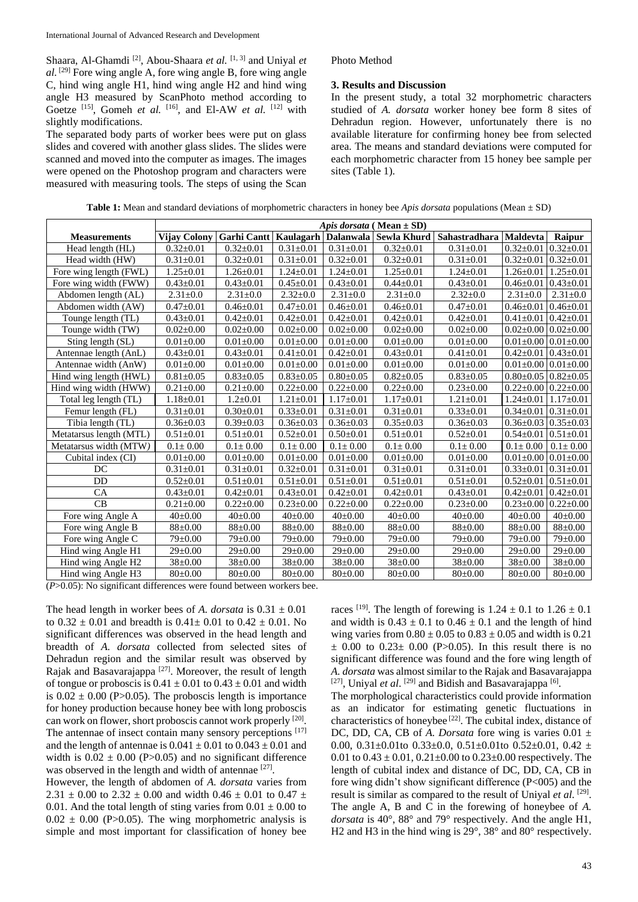Shaara, Al-Ghamdi [2], Abou-Shaara *et al.* [1, 3] and Uniyal *et al.* [29] Fore wing angle A, fore wing angle B, fore wing angle C, hind wing angle H1, hind wing angle H2 and hind wing angle H3 measured by ScanPhoto method according to Goetze [15], Gomeh *et al.* [16], and El-AW *et al.* [12] with slightly modifications.

The separated body parts of worker bees were put on glass slides and covered with another glass slides. The slides were scanned and moved into the computer as images. The images were opened on the Photoshop program and characters were measured with measuring tools. The steps of using the Scan Photo Method

## 3. Results and Discussion

In the present study, a total 32 morphometric characters studied of *A. dorsata* worker honey bee form 8 sites of Dehradun region. However, unfortunately there is no available literature for confirming honey bee from selected area. The means and standard deviations were computed for each morphometric character from 15 honey bee sample per sites (Table 1).

**Table 1:** Mean and standard deviations of morphometric characters in honey bee *Apis dorsata* populations (Mean ± SD)

| | *Apis dorsata* ( Mean ± SD) | | | | | | | |
|---|---|---|---|---|---|---|---|---|
| **Measurements** | **Vijay Colony** | **Garhi Cantt** | **Kaulagarh** | **Dalanwala** | **Sewla Khurd** | **Sahastradhara** | **Maldevta** | **Raipur** |
| Head length (HL) | 0.32±0.01 | 0.32±0.01 | 0.31±0.01 | 0.31±0.01 | 0.32±0.01 | 0.31±0.01 | 0.32±0.01 | 0.32±0.01 |
| Head width (HW) | 0.31±0.01 | 0.32±0.01 | 0.31±0.01 | 0.32±0.01 | 0.32±0.01 | 0.31±0.01 | 0.32±0.01 | 0.32±0.01 |
| Fore wing length (FWL) | 1.25±0.01 | 1.26±0.01 | 1.24±0.01 | 1.24±0.01 | 1.25±0.01 | 1.24±0.01 | 1.26±0.01 | 1.25±0.01 |
| Fore wing width (FWW) | 0.43±0.01 | 0.43±0.01 | 0.45±0.01 | 0.43±0.01 | 0.44±0.01 | 0.43±0.01 | 0.46±0.01 | 0.43±0.01 |
| Abdomen length (AL) | 2.31±0.0 | 2.31±0.0 | 2.32±0.0 | 2.31±0.0 | 2.31±0.0 | 2.32±0.0 | 2.31±0.0 | 2.31±0.0 |
| Abdomen width (AW) | 0.47±0.01 | 0.46±0.01 | 0.47±0.01 | 0.46±0.01 | 0.46±0.01 | 0.47±0.01 | 0.46±0.01 | 0.46±0.01 |
| Tounge length (TL) | 0.43±0.01 | 0.42±0.01 | 0.42±0.01 | 0.42±0.01 | 0.42±0.01 | 0.42±0.01 | 0.41±0.01 | 0.42±0.01 |
| Tounge width (TW) | 0.02±0.00 | 0.02±0.00 | 0.02±0.00 | 0.02±0.00 | 0.02±0.00 | 0.02±0.00 | 0.02±0.00 | 0.02±0.00 |
| Sting length (SL) | 0.01±0.00 | 0.01±0.00 | 0.01±0.00 | 0.01±0.00 | 0.01±0.00 | 0.01±0.00 | 0.01±0.00 | 0.01±0.00 |
| Antennae length (AnL) | 0.43±0.01 | 0.43±0.01 | 0.41±0.01 | 0.42±0.01 | 0.43±0.01 | 0.41±0.01 | 0.42±0.01 | 0.43±0.01 |
| Antennae width (AnW) | 0.01±0.00 | 0.01±0.00 | 0.01±0.00 | 0.01±0.00 | 0.01±0.00 | 0.01±0.00 | 0.01±0.00 | 0.01±0.00 |
| Hind wing length (HWL) | 0.81±0.05 | 0.83±0.05 | 0.83±0.05 | 0.80±0.05 | 0.82±0.05 | 0.83±0.05 | 0.80±0.05 | 0.82±0.05 |
| Hind wing width (HWW) | 0.21±0.00 | 0.21±0.00 | 0.22±0.00 | 0.22±0.00 | 0.22±0.00 | 0.23±0.00 | 0.22±0.00 | 0.22±0.00 |
| Total leg length (TL) | 1.18±0.01 | 1.2±0.01 | 1.21±0.01 | 1.17±0.01 | 1.17±0.01 | 1.21±0.01 | 1.24±0.01 | 1.17±0.01 |
| Femur length (FL) | 0.31±0.01 | 0.30±0.01 | 0.33±0.01 | 0.31±0.01 | 0.31±0.01 | 0.33±0.01 | 0.34±0.01 | 0.31±0.01 |
| Tibia length (TL) | 0.36±0.03 | 0.39±0.03 | 0.36±0.03 | 0.36±0.03 | 0.35±0.03 | 0.36±0.03 | 0.36±0.03 | 0.35±0.03 |
| Metatarsus length (MTL) | 0.51±0.01 | 0.51±0.01 | 0.52±0.01 | 0.50±0.01 | 0.51±0.01 | 0.52±0.01 | 0.54±0.01 | 0.51±0.01 |
| Metatarsus width (MTW) | 0.1± 0.00 | 0.1± 0.00 | 0.1± 0.00 | 0.1± 0.00 | 0.1± 0.00 | 0.1± 0.00 | 0.1± 0.00 | 0.1± 0.00 |
| Cubital index (CI) | 0.01±0.00 | 0.01±0.00 | 0.01±0.00 | 0.01±0.00 | 0.01±0.00 | 0.01±0.00 | 0.01±0.00 | 0.01±0.00 |
| DC | 0.31±0.01 | 0.31±0.01 | 0.32±0.01 | 0.31±0.01 | 0.31±0.01 | 0.31±0.01 | 0.33±0.01 | 0.31±0.01 |
| DD | 0.52±0.01 | 0.51±0.01 | 0.51±0.01 | 0.51±0.01 | 0.51±0.01 | 0.51±0.01 | 0.52±0.01 | 0.51±0.01 |
| CA | 0.43±0.01 | 0.42±0.01 | 0.43±0.01 | 0.42±0.01 | 0.42±0.01 | 0.43±0.01 | 0.42±0.01 | 0.42±0.01 |
| CB | 0.21±0.00 | 0.22±0.00 | 0.23±0.00 | 0.22±0.00 | 0.22±0.00 | 0.23±0.00 | 0.23±0.00 | 0.22±0.00 |
| Fore wing Angle A | 40±0.00 | 40±0.00 | 40±0.00 | 40±0.00 | 40±0.00 | 40±0.00 | 40±0.00 | 40±0.00 |
| Fore wing Angle B | 88±0.00 | 88±0.00 | 88±0.00 | 88±0.00 | 88±0.00 | 88±0.00 | 88±0.00 | 88±0.00 |
| Fore wing Angle C | 79±0.00 | 79±0.00 | 79±0.00 | 79±0.00 | 79±0.00 | 79±0.00 | 79±0.00 | 79±0.00 |
| Hind wing Angle H1 | 29±0.00 | 29±0.00 | 29±0.00 | 29±0.00 | 29±0.00 | 29±0.00 | 29±0.00 | 29±0.00 |
| Hind wing Angle H2 | 38±0.00 | 38±0.00 | 38±0.00 | 38±0.00 | 38±0.00 | 38±0.00 | 38±0.00 | 38±0.00 |
| Hind wing Angle H3 | 80±0.00 | 80±0.00 | 80±0.00 | 80±0.00 | 80±0.00 | 80±0.00 | 80±0.00 | 80±0.00 |

($P$>0.05): No significant differences were found between workers bee.

The head length in worker bees of *A. dorsata* is 0.31 ± 0.01 to 0.32 ± 0.01 and breadth is 0.41± 0.01 to 0.42 ± 0.01. No significant differences was observed in the head length and breadth of *A. dorsata* collected from selected sites of Dehradun region and the similar result was observed by Rajak and Basavarajappa [27]. Moreover, the result of length of tongue or proboscis is 0.41 ± 0.01 to 0.43 ± 0.01 and width is 0.02 ± 0.00 (P>0.05). The proboscis length is importance for honey production because honey bee with long proboscis can work on flower, short proboscis cannot work properly [20]. The antennae of insect contain many sensory perceptions [17] and the length of antennae is 0.041 ± 0.01 to 0.043 ± 0.01 and width is 0.02 ± 0.00 (P>0.05) and no significant difference was observed in the length and width of antennae [27].

However, the length of abdomen of *A. dorsata* varies from 2.31 ± 0.00 to 2.32 ± 0.00 and width 0.46 ± 0.01 to 0.47 ± 0.01. And the total length of sting varies from 0.01 ± 0.00 to 0.02 ± 0.00 (P>0.05). The wing morphometric analysis is simple and most important for classification of honey bee races [19]. The length of forewing is 1.24 ± 0.1 to 1.26 ± 0.1 and width is 0.43 ± 0.1 to 0.46 ± 0.1 and the length of hind wing varies from 0.80 ± 0.05 to 0.83 ± 0.05 and width is 0.21 ± 0.00 to 0.23± 0.00 (P>0.05). In this result there is no significant difference was found and the fore wing length of *A. dorsata* was almost similar to the Rajak and Basavarajappa [27], Uniyal *et al*. [29] and Bidish and Basavarajappa [6].

The morphological characteristics could provide information as an indicator for estimating genetic fluctuations in characteristics of honeybee [22]. The cubital index, distance of DC, DD, CA, CB of *A. Dorsata* fore wing is varies 0.01 ± 0.00, 0.31±0.01to 0.33±0.0, 0.51±0.01to 0.52±0.01, 0.42 ± 0.01 to 0.43 ± 0.01, 0.21±0.00 to 0.23±0.00 respectively. The length of cubital index and distance of DC, DD, CA, CB in fore wing didn't show significant difference (P<005) and the result is similar as compared to the result of Uniyal *et al.* [29]. The angle A, B and C in the forewing of honeybee of *A. dorsata* is 40°, 88° and 79° respectively. And the angle H1, H2 and H3 in the hind wing is 29°, 38° and 80° respectively.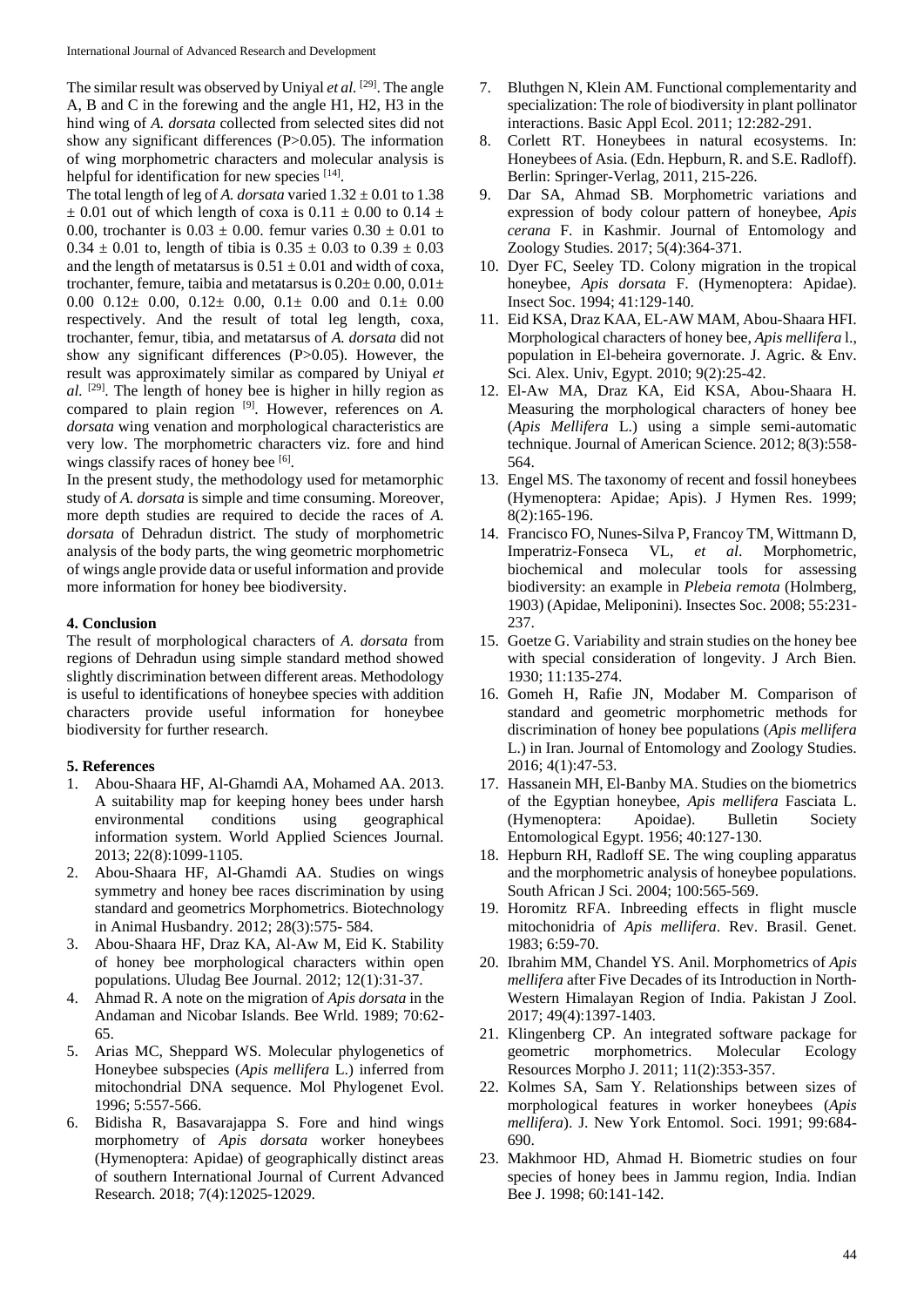The similar result was observed by Uniyal *et al.* [29]. The angle A, B and C in the forewing and the angle H1, H2, H3 in the hind wing of *A. dorsata* collected from selected sites did not show any significant differences (P>0.05). The information of wing morphometric characters and molecular analysis is helpful for identification for new species [14].

The total length of leg of *A. dorsata* varied $1.32 \pm 0.01$ to $1.38 \pm 0.01$ out of which length of coxa is $0.11 \pm 0.00$ to $0.14 \pm 0.00$, trochanter is $0.03 \pm 0.00$. femur varies $0.30 \pm 0.01$ to $0.34 \pm 0.01$ to, length of tibia is $0.35 \pm 0.03$ to $0.39 \pm 0.03$ and the length of metatarsus is $0.51 \pm 0.01$ and width of coxa, trochanter, femure, taibia and metatarsus is $0.20\pm 0.00$, $0.01\pm 0.00$ $0.12\pm 0.00$, $0.12\pm 0.00$, $0.1\pm 0.00$ and $0.1\pm 0.00$ respectively. And the result of total leg length, coxa, trochanter, femur, tibia, and metatarsus of *A. dorsata* did not show any significant differences (P>0.05). However, the result was approximately similar as compared by Uniyal *et al.* [29]. The length of honey bee is higher in hilly region as compared to plain region [9]. However, references on *A. dorsata* wing venation and morphological characteristics are very low. The morphometric characters viz. fore and hind wings classify races of honey bee [6].

In the present study, the methodology used for metamorphic study of *A. dorsata* is simple and time consuming. Moreover, more depth studies are required to decide the races of *A. dorsata* of Dehradun district. The study of morphometric analysis of the body parts, the wing geometric morphometric of wings angle provide data or useful information and provide more information for honey bee biodiversity.

## 4. Conclusion

The result of morphological characters of *A. dorsata* from regions of Dehradun using simple standard method showed slightly discrimination between different areas. Methodology is useful to identifications of honeybee species with addition characters provide useful information for honeybee biodiversity for further research.

## 5. References

1. Abou-Shaara HF, Al-Ghamdi AA, Mohamed AA. 2013. A suitability map for keeping honey bees under harsh environmental conditions using geographical information system. World Applied Sciences Journal. 2013; 22(8):1099-1105.
2. Abou-Shaara HF, Al-Ghamdi AA. Studies on wings symmetry and honey bee races discrimination by using standard and geometrics Morphometrics. Biotechnology in Animal Husbandry. 2012; 28(3):575- 584.
3. Abou-Shaara HF, Draz KA, Al-Aw M, Eid K. Stability of honey bee morphological characters within open populations. Uludag Bee Journal. 2012; 12(1):31-37.
4. Ahmad R. A note on the migration of *Apis dorsata* in the Andaman and Nicobar Islands. Bee Wrld. 1989; 70:62-65.
5. Arias MC, Sheppard WS. Molecular phylogenetics of Honeybee subspecies (*Apis mellifera* L.) inferred from mitochondrial DNA sequence. Mol Phylogenet Evol. 1996; 5:557-566.
6. Bidisha R, Basavarajappa S. Fore and hind wings morphometry of *Apis dorsata* worker honeybees (Hymenoptera: Apidae) of geographically distinct areas of southern International Journal of Current Advanced Research. 2018; 7(4):12025-12029.
7. Bluthgen N, Klein AM. Functional complementarity and specialization: The role of biodiversity in plant pollinator interactions. Basic Appl Ecol. 2011; 12:282-291.
8. Corlett RT. Honeybees in natural ecosystems. In: Honeybees of Asia. (Edn. Hepburn, R. and S.E. Radloff). Berlin: Springer-Verlag, 2011, 215-226.
9. Dar SA, Ahmad SB. Morphometric variations and expression of body colour pattern of honeybee, *Apis cerana* F. in Kashmir. Journal of Entomology and Zoology Studies. 2017; 5(4):364-371.
10. Dyer FC, Seeley TD. Colony migration in the tropical honeybee, *Apis dorsata* F. (Hymenoptera: Apidae). Insect Soc. 1994; 41:129-140.
11. Eid KSA, Draz KAA, EL-AW MAM, Abou-Shaara HFI. Morphological characters of honey bee, *Apis mellifera* l., population in El-beheira governorate. J. Agric. & Env. Sci. Alex. Univ, Egypt. 2010; 9(2):25-42.
12. El-Aw MA, Draz KA, Eid KSA, Abou-Shaara H. Measuring the morphological characters of honey bee (*Apis Mellifera* L.) using a simple semi-automatic technique. Journal of American Science. 2012; 8(3):558-564.
13. Engel MS. The taxonomy of recent and fossil honeybees (Hymenoptera: Apidae; Apis). J Hymen Res. 1999; 8(2):165-196.
14. Francisco FO, Nunes-Silva P, Francoy TM, Wittmann D, Imperatriz-Fonseca VL, *et al*. Morphometric, biochemical and molecular tools for assessing biodiversity: an example in *Plebeia remota* (Holmberg, 1903) (Apidae, Meliponini). Insectes Soc. 2008; 55:231-237.
15. Goetze G. Variability and strain studies on the honey bee with special consideration of longevity. J Arch Bien. 1930; 11:135-274.
16. Gomeh H, Rafie JN, Modaber M. Comparison of standard and geometric morphometric methods for discrimination of honey bee populations (*Apis mellifera* L.) in Iran. Journal of Entomology and Zoology Studies. 2016; 4(1):47-53.
17. Hassanein MH, El-Banby MA. Studies on the biometrics of the Egyptian honeybee, *Apis mellifera* Fasciata L. (Hymenoptera: Apoidae). Bulletin Society Entomological Egypt. 1956; 40:127-130.
18. Hepburn RH, Radloff SE. The wing coupling apparatus and the morphometric analysis of honeybee populations. South African J Sci. 2004; 100:565-569.
19. Horomitz RFA. Inbreeding effects in flight muscle mitochonidria of *Apis mellifera*. Rev. Brasil. Genet. 1983; 6:59-70.
20. Ibrahim MM, Chandel YS. Anil. Morphometrics of *Apis mellifera* after Five Decades of its Introduction in North-Western Himalayan Region of India. Pakistan J Zool. 2017; 49(4):1397-1403.
21. Klingenberg CP. An integrated software package for geometric morphometrics. Molecular Ecology Resources Morpho J. 2011; 11(2):353-357.
22. Kolmes SA, Sam Y. Relationships between sizes of morphological features in worker honeybees (*Apis mellifera*). J. New York Entomol. Soci. 1991; 99:684-690.
23. Makhmoor HD, Ahmad H. Biometric studies on four species of honey bees in Jammu region, India. Indian Bee J. 1998; 60:141-142.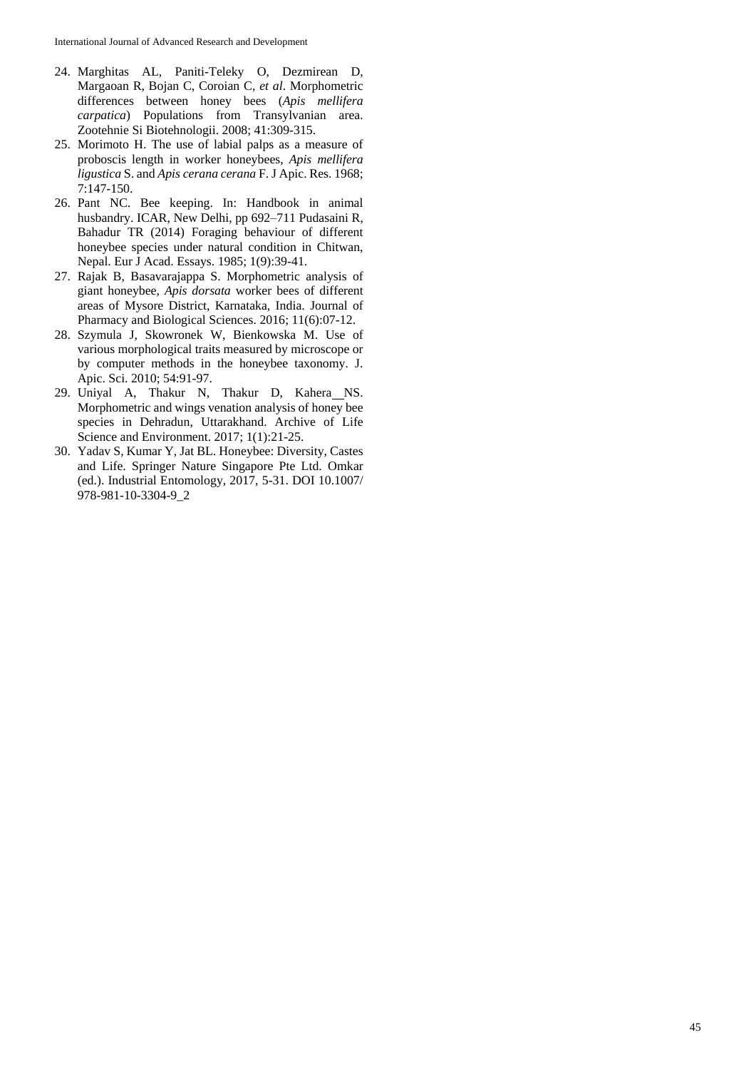24. Marghitas AL, Paniti-Teleky O, Dezmirean D, Margaoan R, Bojan C, Coroian C, *et al*. Morphometric differences between honey bees (*Apis mellifera carpatica*) Populations from Transylvanian area. Zootehnie Si Biotehnologii. 2008; 41:309-315.
25. Morimoto H. The use of labial palps as a measure of proboscis length in worker honeybees, *Apis mellifera ligustica* S. and *Apis cerana cerana* F. J Apic. Res. 1968; 7:147-150.
26. Pant NC. Bee keeping. In: Handbook in animal husbandry. ICAR, New Delhi, pp 692–711 Pudasaini R, Bahadur TR (2014) Foraging behaviour of different honeybee species under natural condition in Chitwan, Nepal. Eur J Acad. Essays. 1985; 1(9):39-41.
27. Rajak B, Basavarajappa S. Morphometric analysis of giant honeybee, *Apis dorsata* worker bees of different areas of Mysore District, Karnataka, India. Journal of Pharmacy and Biological Sciences. 2016; 11(6):07-12.
28. Szymula J, Skowronek W, Bienkowska M. Use of various morphological traits measured by microscope or by computer methods in the honeybee taxonomy. J. Apic. Sci. 2010; 54:91-97.
29. Uniyal A, Thakur N, Thakur D, Kahera NS. Morphometric and wings venation analysis of honey bee species in Dehradun, Uttarakhand. Archive of Life Science and Environment. 2017; 1(1):21-25.
30. Yadav S, Kumar Y, Jat BL. Honeybee: Diversity, Castes and Life. Springer Nature Singapore Pte Ltd. Omkar (ed.). Industrial Entomology, 2017, 5-31. DOI 10.1007/ 978-981-10-3304-9_2